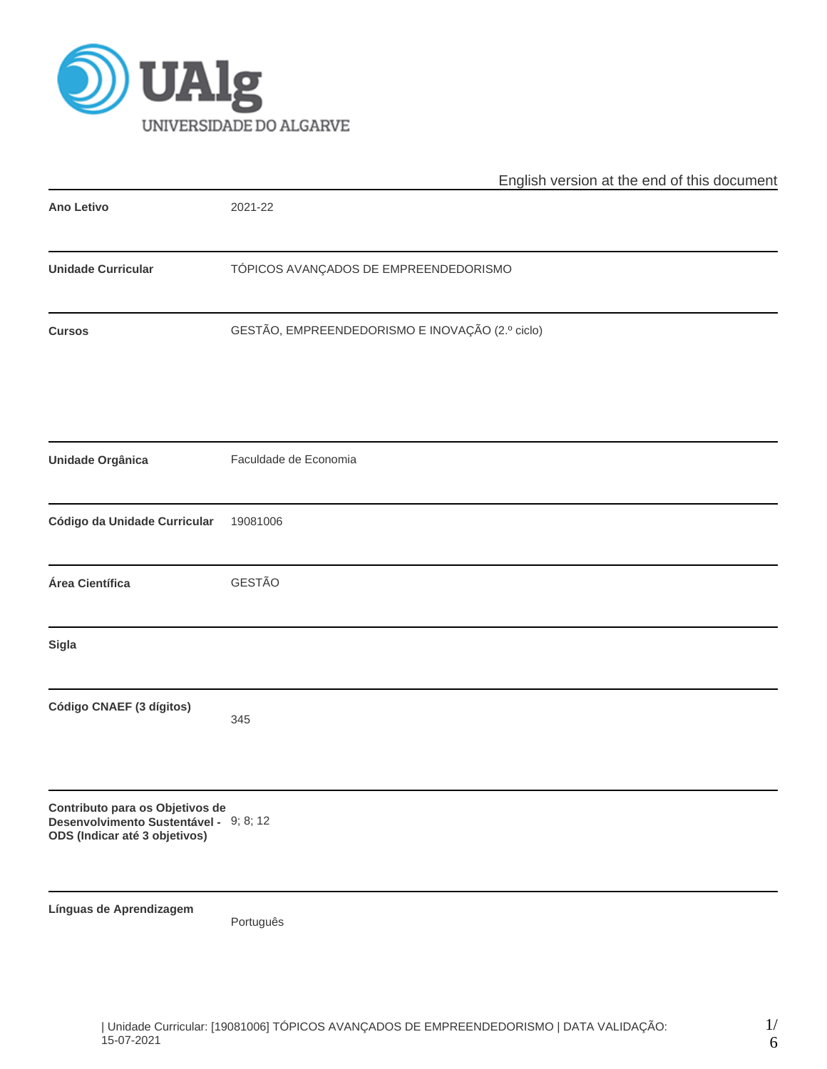English version at the end of this document

| | |
|---|---|
| **Ano Letivo** | 2021-22 |
| **Unidade Curricular** | TÓPICOS AVANÇADOS DE EMPREENDEDORISMO |
| **Cursos** | GESTÃO, EMPREENDEDORISMO E INOVAÇÃO (2.º ciclo) |
| **Unidade Orgânica** | Faculdade de Economia |
| **Código da Unidade Curricular** | 19081006 |
| **Área Científica** | GESTÃO |
| **Sigla** | |
| **Código CNAEF (3 dígitos)** | 345 |
| **Contributo para os Objetivos de Desenvolvimento Sustentável - ODS (Indicar até 3 objetivos)** | 9; 8; 12 |
| **Línguas de Aprendizagem** | Português |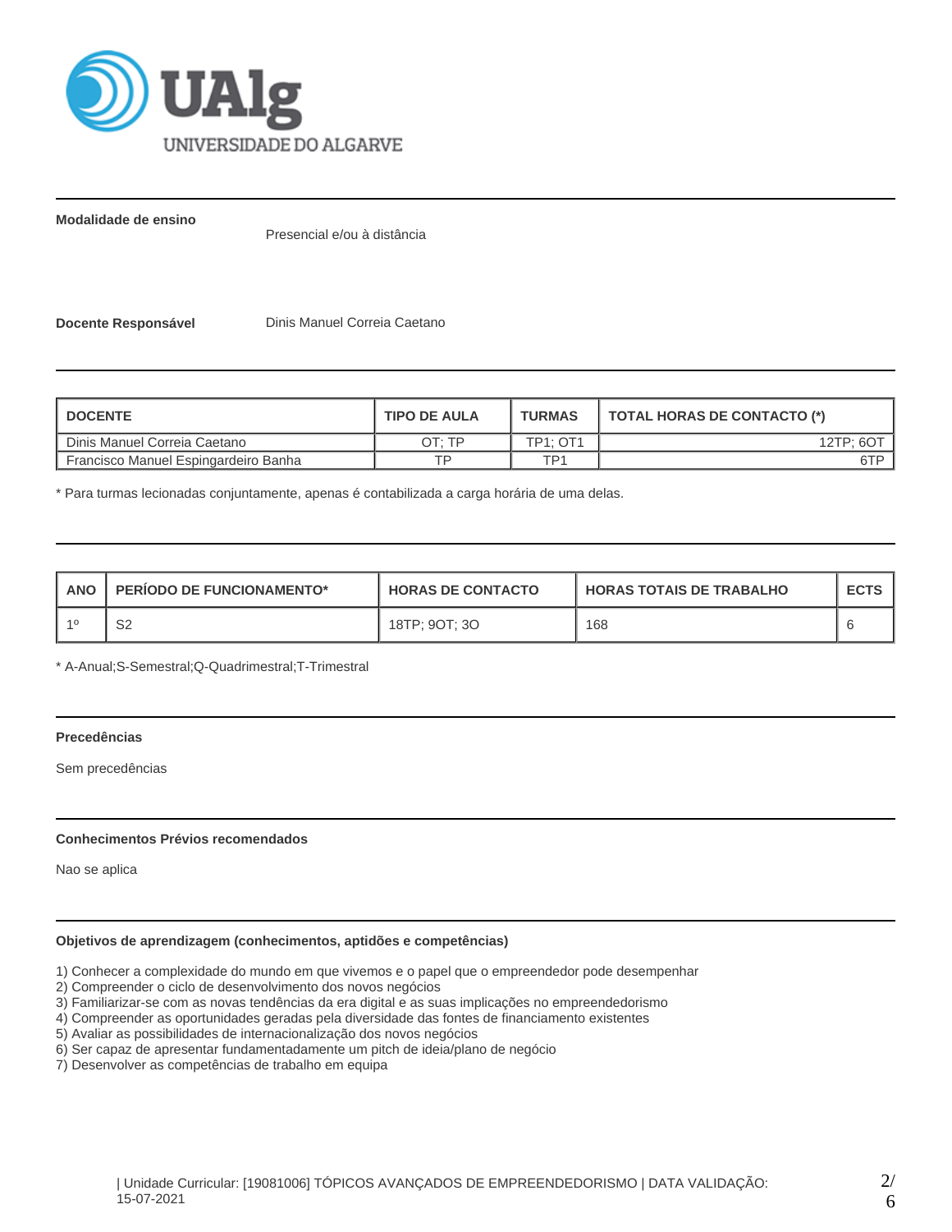**Modalidade de ensino**

Presencial e/ou à distância

**Docente Responsável** Dinis Manuel Correia Caetano

| DOCENTE | TIPO DE AULA | TURMAS | TOTAL HORAS DE CONTACTO (*) |
|---|---|---|---|
| Dinis Manuel Correia Caetano | OT; TP | TP1; OT1 | 12TP; 6OT |
| Francisco Manuel Espingardeiro Banha | TP | TP1 | 6TP |

* Para turmas lecionadas conjuntamente, apenas é contabilizada a carga horária de uma delas.

| ANO | PERÍODO DE FUNCIONAMENTO* | HORAS DE CONTACTO | HORAS TOTAIS DE TRABALHO | ECTS |
|---|---|---|---|---|
| 1º | S2 | 18TP; 9OT; 3O | 168 | 6 |

* A-Anual;S-Semestral;Q-Quadrimestral;T-Trimestral

**Precedências**

Sem precedências

**Conhecimentos Prévios recomendados**

Nao se aplica

**Objetivos de aprendizagem (conhecimentos, aptidões e competências)**

1) Conhecer a complexidade do mundo em que vivemos e o papel que o empreendedor pode desempenhar
2) Compreender o ciclo de desenvolvimento dos novos negócios
3) Familiarizar-se com as novas tendências da era digital e as suas implicações no empreendedorismo
4) Compreender as oportunidades geradas pela diversidade das fontes de financiamento existentes
5) Avaliar as possibilidades de internacionalização dos novos negócios
6) Ser capaz de apresentar fundamentadamente um pitch de ideia/plano de negócio
7) Desenvolver as competências de trabalho em equipa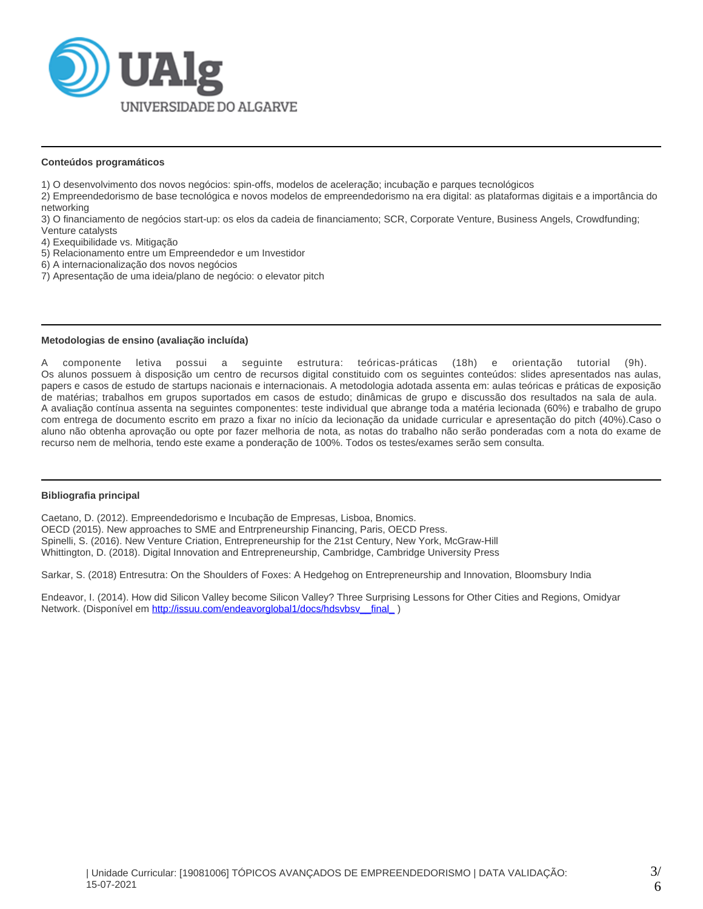### Conteúdos programáticos

1) O desenvolvimento dos novos negócios: spin-offs, modelos de aceleração; incubação e parques tecnológicos
2) Empreendedorismo de base tecnológica e novos modelos de empreendedorismo na era digital: as plataformas digitais e a importância do networking
3) O financiamento de negócios start-up: os elos da cadeia de financiamento; SCR, Corporate Venture, Business Angels, Crowdfunding; Venture catalysts
4) Exequibilidade vs. Mitigação
5) Relacionamento entre um Empreendedor e um Investidor
6) A internacionalização dos novos negócios
7) Apresentação de uma ideia/plano de negócio: o elevator pitch

### Metodologias de ensino (avaliação incluída)

A componente letiva possui a seguinte estrutura: teóricas-práticas (18h) e orientação tutorial (9h).
Os alunos possuem à disposição um centro de recursos digital constituido com os seguintes conteúdos: slides apresentados nas aulas, papers e casos de estudo de startups nacionais e internacionais. A metodologia adotada assenta em: aulas teóricas e práticas de exposição de matérias; trabalhos em grupos suportados em casos de estudo; dinâmicas de grupo e discussão dos resultados na sala de aula.
A avaliação contínua assenta na seguintes componentes: teste individual que abrange toda a matéria lecionada (60%) e trabalho de grupo com entrega de documento escrito em prazo a fixar no início da lecionação da unidade curricular e apresentação do pitch (40%).Caso o aluno não obtenha aprovação ou opte por fazer melhoria de nota, as notas do trabalho não serão ponderadas com a nota do exame de recurso nem de melhoria, tendo este exame a ponderação de 100%. Todos os testes/exames serão sem consulta.

### Bibliografia principal

Caetano, D. (2012). Empreendedorismo e Incubação de Empresas, Lisboa, Bnomics.
OECD (2015). New approaches to SME and Entrpreneurship Financing, Paris, OECD Press.
Spinelli, S. (2016). New Venture Criation, Entrepreneurship for the 21st Century, New York, McGraw-Hill
Whittington, D. (2018). Digital Innovation and Entrepreneurship, Cambridge, Cambridge University Press

Sarkar, S. (2018) Entresutra: On the Shoulders of Foxes: A Hedgehog on Entrepreneurship and Innovation, Bloomsbury India

Endeavor, I. (2014). How did Silicon Valley become Silicon Valley? Three Surprising Lessons for Other Cities and Regions, Omidyar Network. (Disponível em http://issuu.com/endeavorglobal1/docs/hdsvbsv__final_ )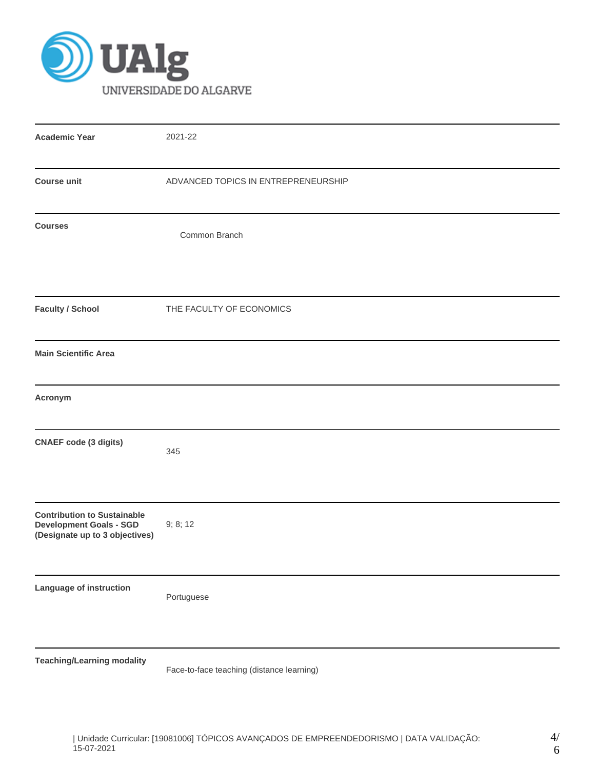UNIVERSIDADE DO ALGARVE

| | |
|---|---|
| **Academic Year** | 2021-22 |
| **Course unit** | ADVANCED TOPICS IN ENTREPRENEURSHIP |
| **Courses** | Common Branch |
| **Faculty / School** | THE FACULTY OF ECONOMICS |
| **Main Scientific Area** | |
| **Acronym** | |
| **CNAEF code (3 digits)** | 345 |
| **Contribution to Sustainable Development Goals - SGD (Designate up to 3 objectives)** | 9; 8; 12 |
| **Language of instruction** | Portuguese |
| **Teaching/Learning modality** | Face-to-face teaching (distance learning) |

| Unidade Curricular: [19081006] TÓPICOS AVANÇADOS DE EMPREENDEDORISMO | DATA VALIDAÇÃO: 15-07-2021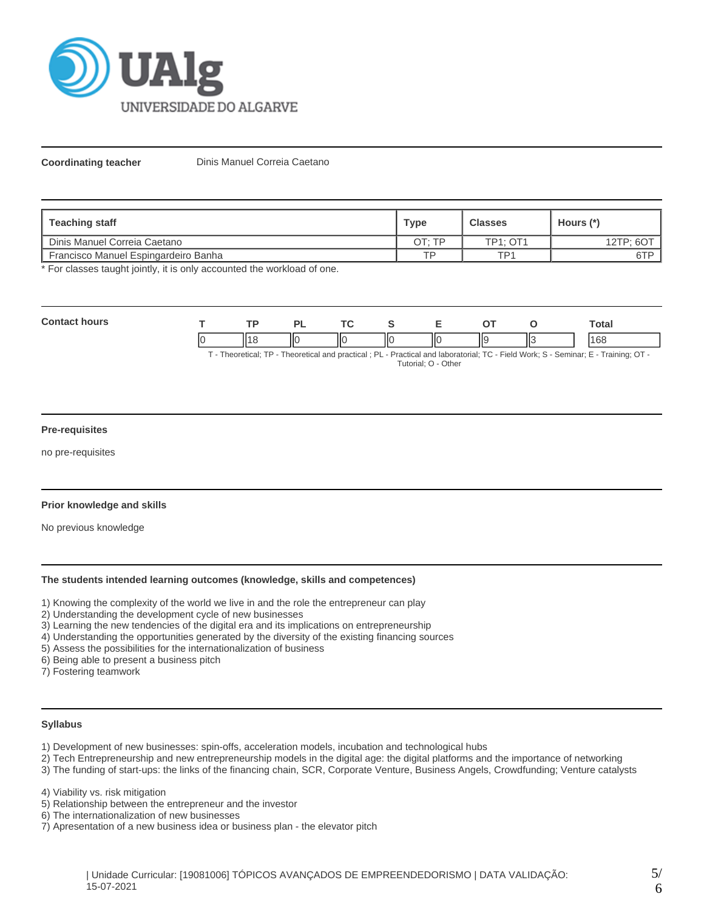**Coordinating teacher** Dinis Manuel Correia Caetano

| Teaching staff | Type | Classes | Hours (*) |
| --- | --- | --- | --- |
| Dinis Manuel Correia Caetano | OT; TP | TP1; OT1 | 12TP; 6OT |
| Francisco Manuel Espingardeiro Banha | TP | TP1 | 6TP |

* For classes taught jointly, it is only accounted the workload of one.

**Contact hours**

| T | TP | PL | TC | S | E | OT | O | Total |
| --- | --- | --- | --- | --- | --- | --- | --- | --- |
| 0 | 18 | 0 | 0 | 0 | 0 | 9 | 3 | 168 |

T - Theoretical; TP - Theoretical and practical ; PL - Practical and laboratorial; TC - Field Work; S - Seminar; E - Training; OT - Tutorial; O - Other

### Pre-requisites

no pre-requisites

### Prior knowledge and skills

No previous knowledge

### The students intended learning outcomes (knowledge, skills and competences)

1) Knowing the complexity of the world we live in and the role the entrepreneur can play
2) Understanding the development cycle of new businesses
3) Learning the new tendencies of the digital era and its implications on entrepreneurship
4) Understanding the opportunities generated by the diversity of the existing financing sources
5) Assess the possibilities for the internationalization of business
6) Being able to present a business pitch
7) Fostering teamwork

### Syllabus

1) Development of new businesses: spin-offs, acceleration models, incubation and technological hubs
2) Tech Entrepreneurship and new entrepreneurship models in the digital age: the digital platforms and the importance of networking
3) The funding of start-ups: the links of the financing chain, SCR, Corporate Venture, Business Angels, Crowdfunding; Venture catalysts

4) Viability vs. risk mitigation
5) Relationship between the entrepreneur and the investor
6) The internationalization of new businesses
7) Apresentation of a new business idea or business plan - the elevator pitch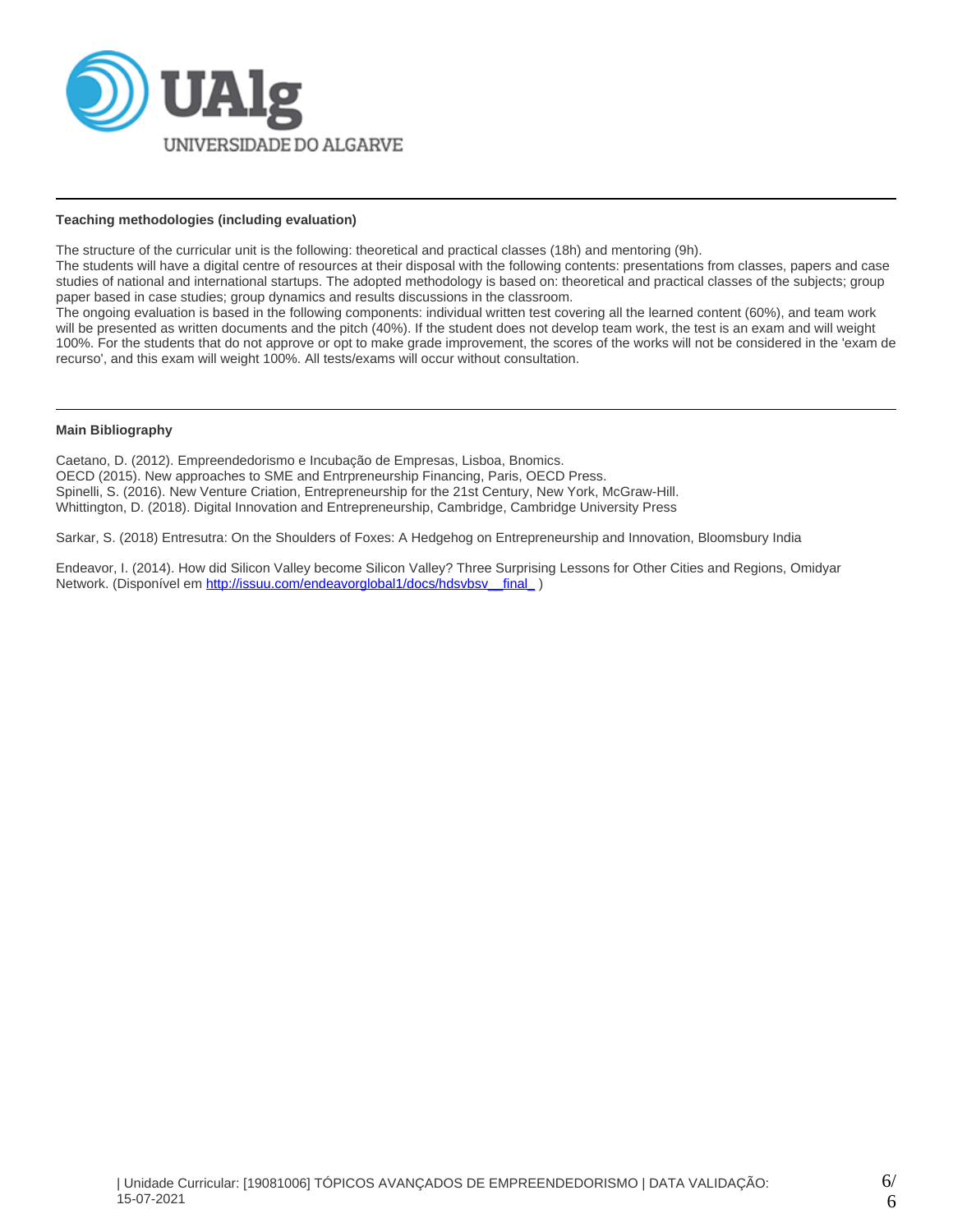## Teaching methodologies (including evaluation)

The structure of the curricular unit is the following: theoretical and practical classes (18h) and mentoring (9h).
The students will have a digital centre of resources at their disposal with the following contents: presentations from classes, papers and case studies of national and international startups. The adopted methodology is based on: theoretical and practical classes of the subjects; group paper based in case studies; group dynamics and results discussions in the classroom.
The ongoing evaluation is based in the following components: individual written test covering all the learned content (60%), and team work will be presented as written documents and the pitch (40%). If the student does not develop team work, the test is an exam and will weight 100%. For the students that do not approve or opt to make grade improvement, the scores of the works will not be considered in the 'exam de recurso', and this exam will weight 100%. All tests/exams will occur without consultation.

## Main Bibliography

Caetano, D. (2012). Empreendedorismo e Incubação de Empresas, Lisboa, Bnomics.
OECD (2015). New approaches to SME and Entrpreneurship Financing, Paris, OECD Press.
Spinelli, S. (2016). New Venture Criation, Entrepreneurship for the 21st Century, New York, McGraw-Hill.
Whittington, D. (2018). Digital Innovation and Entrepreneurship, Cambridge, Cambridge University Press

Sarkar, S. (2018) Entresutra: On the Shoulders of Foxes: A Hedgehog on Entrepreneurship and Innovation, Bloomsbury India

Endeavor, I. (2014). How did Silicon Valley become Silicon Valley? Three Surprising Lessons for Other Cities and Regions, Omidyar Network. (Disponível em http://issuu.com/endeavorglobal1/docs/hdsvbsv__final_ )